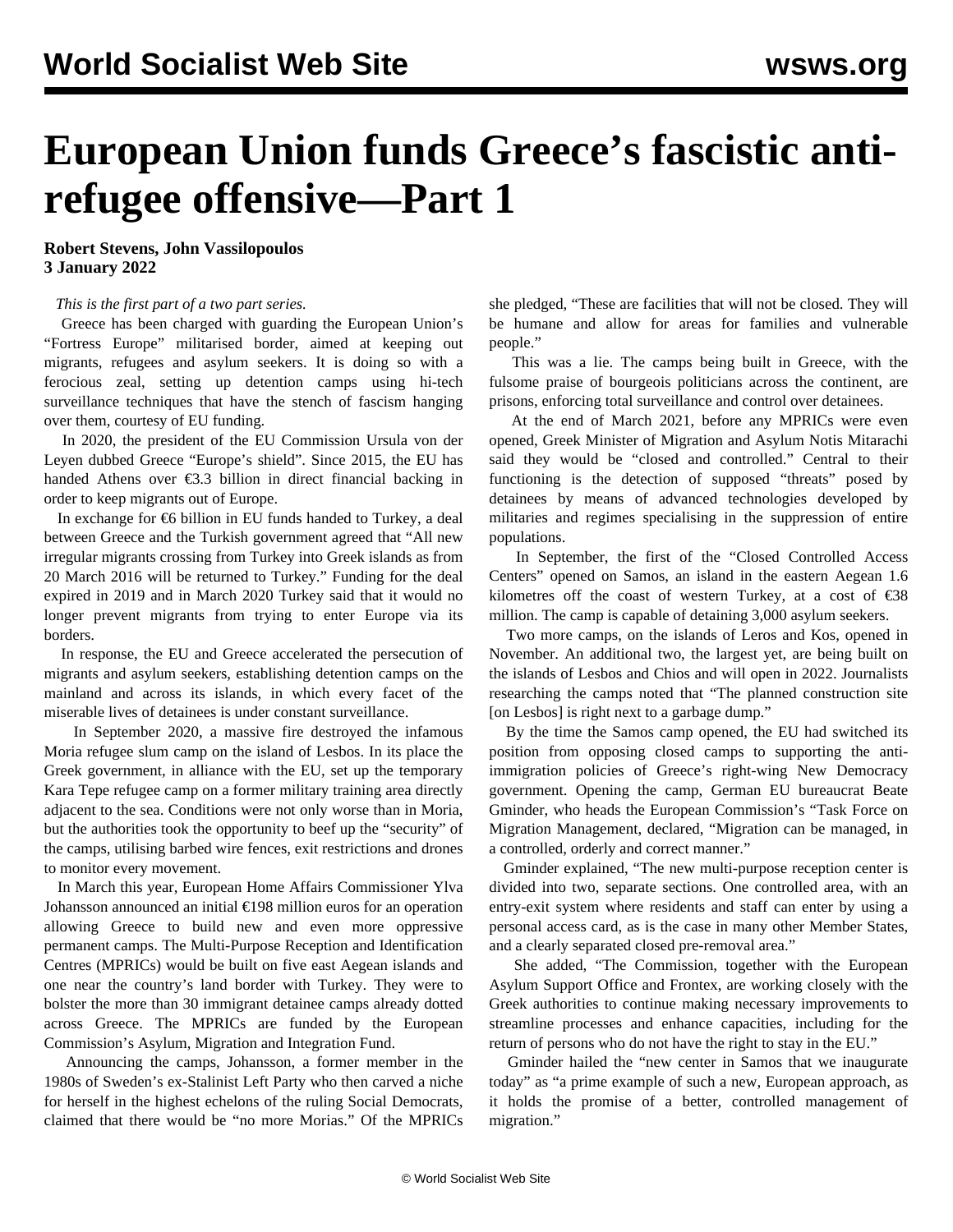# European Union funds Greece's fascistic anti-refugee offensive—Part 1

**Robert Stevens, John Vassilopoulos**
**3 January 2022**

*This is the first part of a two part series.*

Greece has been charged with guarding the European Union's "Fortress Europe" militarised border, aimed at keeping out migrants, refugees and asylum seekers. It is doing so with a ferocious zeal, setting up detention camps using hi-tech surveillance techniques that have the stench of fascism hanging over them, courtesy of EU funding.

In 2020, the president of the EU Commission Ursula von der Leyen dubbed Greece "Europe's shield". Since 2015, the EU has handed Athens over €3.3 billion in direct financial backing in order to keep migrants out of Europe.

In exchange for €6 billion in EU funds handed to Turkey, a deal between Greece and the Turkish government agreed that "All new irregular migrants crossing from Turkey into Greek islands as from 20 March 2016 will be returned to Turkey." Funding for the deal expired in 2019 and in March 2020 Turkey said that it would no longer prevent migrants from trying to enter Europe via its borders.

In response, the EU and Greece accelerated the persecution of migrants and asylum seekers, establishing detention camps on the mainland and across its islands, in which every facet of the miserable lives of detainees is under constant surveillance.

In September 2020, a massive fire destroyed the infamous Moria refugee slum camp on the island of Lesbos. In its place the Greek government, in alliance with the EU, set up the temporary Kara Tepe refugee camp on a former military training area directly adjacent to the sea. Conditions were not only worse than in Moria, but the authorities took the opportunity to beef up the "security" of the camps, utilising barbed wire fences, exit restrictions and drones to monitor every movement.

In March this year, European Home Affairs Commissioner Ylva Johansson announced an initial €198 million euros for an operation allowing Greece to build new and even more oppressive permanent camps. The Multi-Purpose Reception and Identification Centres (MPRICs) would be built on five east Aegean islands and one near the country's land border with Turkey. They were to bolster the more than 30 immigrant detainee camps already dotted across Greece. The MPRICs are funded by the European Commission's Asylum, Migration and Integration Fund.

Announcing the camps, Johansson, a former member in the 1980s of Sweden's ex-Stalinist Left Party who then carved a niche for herself in the highest echelons of the ruling Social Democrats, claimed that there would be "no more Morias." Of the MPRICs she pledged, "These are facilities that will not be closed. They will be humane and allow for areas for families and vulnerable people."

This was a lie. The camps being built in Greece, with the fulsome praise of bourgeois politicians across the continent, are prisons, enforcing total surveillance and control over detainees.

At the end of March 2021, before any MPRICs were even opened, Greek Minister of Migration and Asylum Notis Mitarachi said they would be "closed and controlled." Central to their functioning is the detection of supposed "threats" posed by detainees by means of advanced technologies developed by militaries and regimes specialising in the suppression of entire populations.

In September, the first of the "Closed Controlled Access Centers" opened on Samos, an island in the eastern Aegean 1.6 kilometres off the coast of western Turkey, at a cost of €38 million. The camp is capable of detaining 3,000 asylum seekers.

Two more camps, on the islands of Leros and Kos, opened in November. An additional two, the largest yet, are being built on the islands of Lesbos and Chios and will open in 2022. Journalists researching the camps noted that "The planned construction site [on Lesbos] is right next to a garbage dump."

By the time the Samos camp opened, the EU had switched its position from opposing closed camps to supporting the anti-immigration policies of Greece's right-wing New Democracy government. Opening the camp, German EU bureaucrat Beate Gminder, who heads the European Commission's "Task Force on Migration Management, declared, "Migration can be managed, in a controlled, orderly and correct manner."

Gminder explained, "The new multi-purpose reception center is divided into two, separate sections. One controlled area, with an entry-exit system where residents and staff can enter by using a personal access card, as is the case in many other Member States, and a clearly separated closed pre-removal area."

She added, "The Commission, together with the European Asylum Support Office and Frontex, are working closely with the Greek authorities to continue making necessary improvements to streamline processes and enhance capacities, including for the return of persons who do not have the right to stay in the EU."

Gminder hailed the "new center in Samos that we inaugurate today" as "a prime example of such a new, European approach, as it holds the promise of a better, controlled management of migration."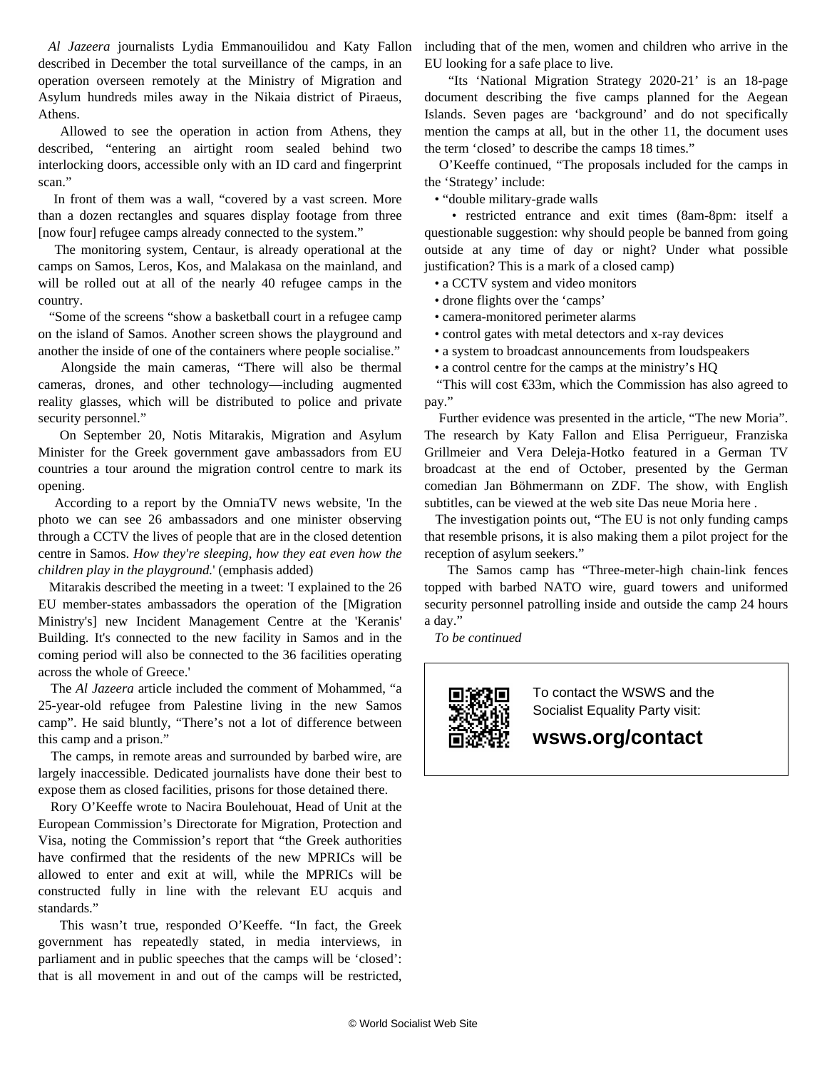*Al Jazeera* journalists Lydia Emmanouilidou and Katy Fallon described in December the total surveillance of the camps, in an operation overseen remotely at the Ministry of Migration and Asylum hundreds miles away in the Nikaia district of Piraeus, Athens.

Allowed to see the operation in action from Athens, they described, "entering an airtight room sealed behind two interlocking doors, accessible only with an ID card and fingerprint scan."

In front of them was a wall, "covered by a vast screen. More than a dozen rectangles and squares display footage from three [now four] refugee camps already connected to the system."

The monitoring system, Centaur, is already operational at the camps on Samos, Leros, Kos, and Malakasa on the mainland, and will be rolled out at all of the nearly 40 refugee camps in the country.

"Some of the screens "show a basketball court in a refugee camp on the island of Samos. Another screen shows the playground and another the inside of one of the containers where people socialise."

Alongside the main cameras, "There will also be thermal cameras, drones, and other technology—including augmented reality glasses, which will be distributed to police and private security personnel."

On September 20, Notis Mitarakis, Migration and Asylum Minister for the Greek government gave ambassadors from EU countries a tour around the migration control centre to mark its opening.

According to a report by the OmniaTV news website, 'In the photo we can see 26 ambassadors and one minister observing through a CCTV the lives of people that are in the closed detention centre in Samos. *How they're sleeping, how they eat even how the children play in the playground.*' (emphasis added)

Mitarakis described the meeting in a tweet: 'I explained to the 26 EU member-states ambassadors the operation of the [Migration Ministry's] new Incident Management Centre at the 'Keranis' Building. It's connected to the new facility in Samos and in the coming period will also be connected to the 36 facilities operating across the whole of Greece.'

The *Al Jazeera* article included the comment of Mohammed, "a 25-year-old refugee from Palestine living in the new Samos camp". He said bluntly, "There's not a lot of difference between this camp and a prison."

The camps, in remote areas and surrounded by barbed wire, are largely inaccessible. Dedicated journalists have done their best to expose them as closed facilities, prisons for those detained there.

Rory O'Keeffe wrote to Nacira Boulehouat, Head of Unit at the European Commission's Directorate for Migration, Protection and Visa, noting the Commission's report that "the Greek authorities have confirmed that the residents of the new MPRICs will be allowed to enter and exit at will, while the MPRICs will be constructed fully in line with the relevant EU acquis and standards."

This wasn't true, responded O'Keeffe. "In fact, the Greek government has repeatedly stated, in media interviews, in parliament and in public speeches that the camps will be 'closed': that is all movement in and out of the camps will be restricted, including that of the men, women and children who arrive in the EU looking for a safe place to live.

"Its 'National Migration Strategy 2020-21' is an 18-page document describing the five camps planned for the Aegean Islands. Seven pages are 'background' and do not specifically mention the camps at all, but in the other 11, the document uses the term 'closed' to describe the camps 18 times."

O'Keeffe continued, "The proposals included for the camps in the 'Strategy' include:

- "double military-grade walls
- restricted entrance and exit times (8am-8pm: itself a questionable suggestion: why should people be banned from going outside at any time of day or night? Under what possible justification? This is a mark of a closed camp)
- a CCTV system and video monitors
- drone flights over the 'camps'
- camera-monitored perimeter alarms
- control gates with metal detectors and x-ray devices
- a system to broadcast announcements from loudspeakers
- a control centre for the camps at the ministry's HQ

"This will cost €33m, which the Commission has also agreed to pay."

Further evidence was presented in the article, "The new Moria". The research by Katy Fallon and Elisa Perrigueur, Franziska Grillmeier and Vera Deleja-Hotko featured in a German TV broadcast at the end of October, presented by the German comedian Jan Böhmermann on ZDF. The show, with English subtitles, can be viewed at the web site Das neue Moria here .

The investigation points out, "The EU is not only funding camps that resemble prisons, it is also making them a pilot project for the reception of asylum seekers."

The Samos camp has "Three-meter-high chain-link fences topped with barbed NATO wire, guard towers and uniformed security personnel patrolling inside and outside the camp 24 hours a day."

*To be continued*

To contact the WSWS and the Socialist Equality Party visit:

**wsws.org/contact**